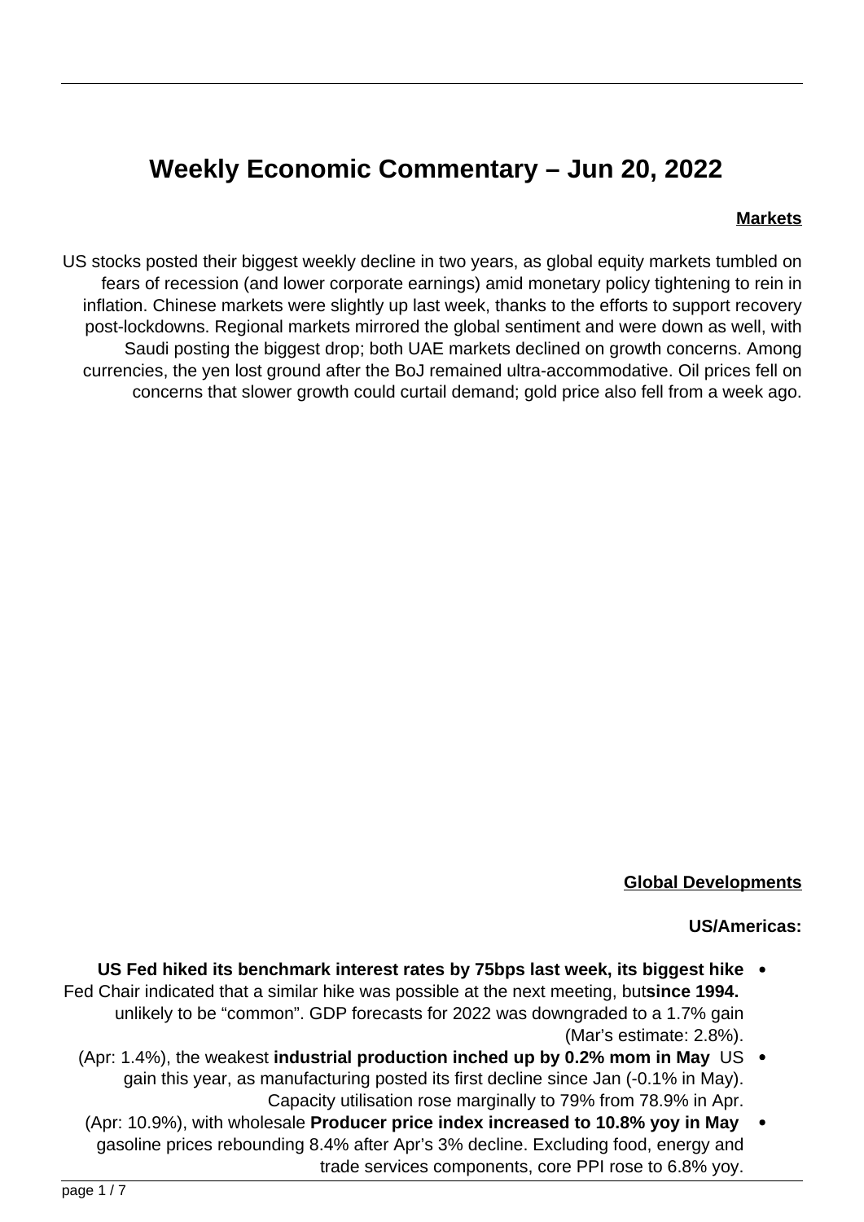# Weekly Economic Commentary – Jun 20, 2022

## Markets

US stocks posted their biggest weekly decline in two years, as global equity markets tumbled on fears of recession (and lower corporate earnings) amid monetary policy tightening to rein in inflation. Chinese markets were slightly up last week, thanks to the efforts to support recovery post-lockdowns. Regional markets mirrored the global sentiment and were down as well, with Saudi posting the biggest drop; both UAE markets declined on growth concerns. Among currencies, the yen lost ground after the BoJ remained ultra-accommodative. Oil prices fell on concerns that slower growth could curtail demand; gold price also fell from a week ago.

## Global Developments

### US/Americas:

- **US Fed hiked its benchmark interest rates by 75bps last week, its biggest hike since 1994.** Fed Chair indicated that a similar hike was possible at the next meeting, but unlikely to be "common". GDP forecasts for 2022 was downgraded to a 1.7% gain (Mar's estimate: 2.8%).
- US **industrial production inched up by 0.2% mom in May** (Apr: 1.4%), the weakest gain this year, as manufacturing posted its first decline since Jan (-0.1% in May). Capacity utilisation rose marginally to 79% from 78.9% in Apr.
- US wholesale **Producer price index increased to 10.8% yoy in May** (Apr: 10.9%), with gasoline prices rebounding 8.4% after Apr's 3% decline. Excluding food, energy and trade services components, core PPI rose to 6.8% yoy.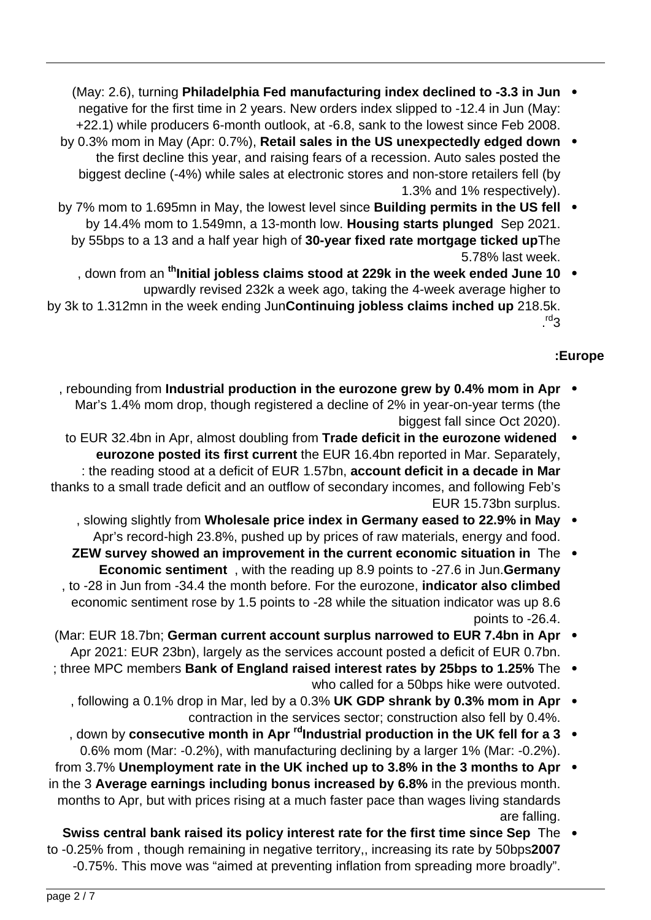- **Philadelphia Fed manufacturing index declined to -3.3 in Jun** (May: 2.6), turning negative for the first time in 2 years. New orders index slipped to -12.4 in Jun (May: +22.1) while producers 6-month outlook, at -6.8, sank to the lowest since Feb 2008.
- **Retail sales in the US unexpectedly edged down** by 0.3% mom in May (Apr: 0.7%), the first decline this year, and raising fears of a recession. Auto sales posted the biggest decline (-4%) while sales at electronic stores and non-store retailers fell (by 1.3% and 1% respectively).
- **Building permits in the US fell** by 7% mom to 1.695mn in May, the lowest level since Sep 2021. **Housing starts plunged** by 14.4% mom to 1.549mn, a 13-month low. The **30-year fixed rate mortgage ticked up** by 55bps to a 13 and a half year high of 5.78% last week.
- **Initial jobless claims stood at 229k in the week ended June 10th**, down from an upwardly revised 232k a week ago, taking the 4-week average higher to 218.5k. **Continuing jobless claims inched up** by 3k to 1.312mn in the week ending Jun 3rd.

**Europe:**

- **Industrial production in the eurozone grew by 0.4% mom in Apr**, rebounding from Mar's 1.4% mom drop, though registered a decline of 2% in year-on-year terms (the biggest fall since Oct 2020).
- **Trade deficit in the eurozone widened** to EUR 32.4bn in Apr, almost doubling from the EUR 16.4bn reported in Mar. Separately, **eurozone posted its first current account deficit in a decade in Mar**: the reading stood at a deficit of EUR 1.57bn, thanks to a small trade deficit and an outflow of secondary incomes, and following Feb's EUR 15.73bn surplus.
- **Wholesale price index in Germany eased to 22.9% in May**, slowing slightly from Apr's record-high 23.8%, pushed up by prices of raw materials, energy and food.
- The **ZEW survey showed an improvement in the current economic situation in Germany**, with the reading up 8.9 points to -27.6 in Jun. **Economic sentiment indicator also climbed**, to -28 in Jun from -34.4 the month before. For the eurozone, economic sentiment rose by 1.5 points to -28 while the situation indicator was up 8.6 points to -26.4.
- **German current account surplus narrowed to EUR 7.4bn in Apr** (Mar: EUR 18.7bn; Apr 2021: EUR 23bn), largely as the services account posted a deficit of EUR 0.7bn.
- The **Bank of England raised interest rates by 25bps to 1.25%**; three MPC members who called for a 50bps hike were outvoted.
- **UK GDP shrank by 0.3% mom in Apr**, following a 0.1% drop in Mar, led by a 0.3% contraction in the services sector; construction also fell by 0.4%.
- **Industrial production in the UK fell for a 3rd consecutive month in Apr**, down by 0.6% mom (Mar: -0.2%), with manufacturing declining by a larger 1% (Mar: -0.2%).
- **Unemployment rate in the UK inched up to 3.8% in the 3 months to Apr** from 3.7% in the previous month. **Average earnings including bonus increased by 6.8%** in the 3 months to Apr, but with prices rising at a much faster pace than wages living standards are falling.
- The **Swiss central bank raised its policy interest rate for the first time since Sep 2007**, increasing its rate by 50bps to -0.25% from -0.75%, though remaining in negative territory. This move was "aimed at preventing inflation from spreading more broadly".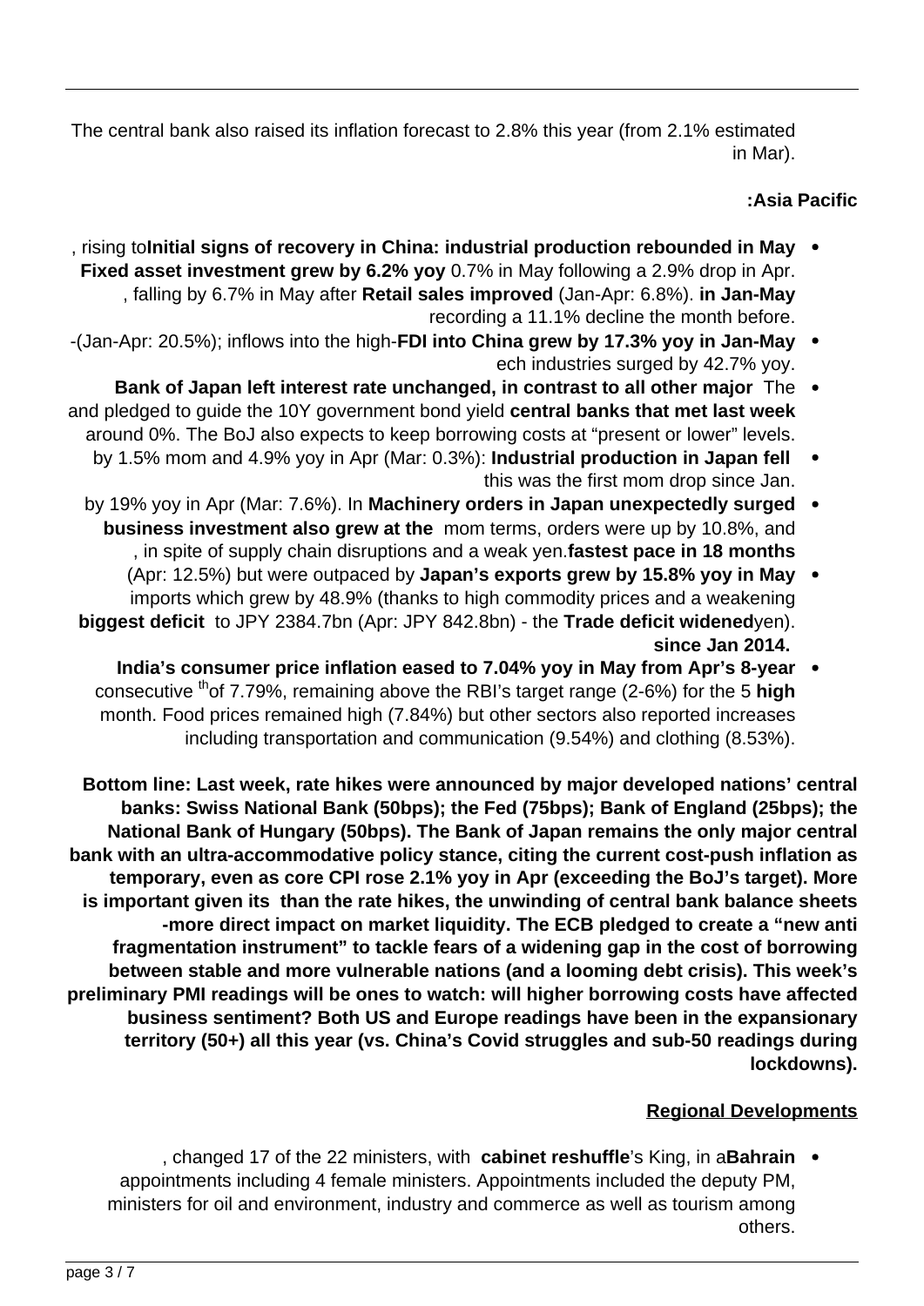The central bank also raised its inflation forecast to 2.8% this year (from 2.1% estimated in Mar).

**Asia Pacific:**

- **Initial signs of recovery in China: industrial production rebounded in May**, rising to 0.7% in May following a 2.9% drop in Apr. **Fixed asset investment grew by 6.2% yoy in Jan-May** (Jan-Apr: 6.8%). **Retail sales improved**, falling by 6.7% in May after recording a 11.1% decline the month before.
- **FDI into China grew by 17.3% yoy in Jan-May** (Jan-Apr: 20.5%); inflows into the high-tech industries surged by 42.7% yoy.
- The **Bank of Japan left interest rate unchanged, in contrast to all other major central banks that met last week** and pledged to guide the 10Y government bond yield around 0%. The BoJ also expects to keep borrowing costs at "present or lower" levels.
- **Industrial production in Japan fell** by 1.5% mom and 4.9% yoy in Apr (Mar: 0.3%): this was the first mom drop since Jan.
- **Machinery orders in Japan unexpectedly surged** by 19% yoy in Apr (Mar: 7.6%). In mom terms, orders were up by 10.8%, and **business investment also grew at the fastest pace in 18 months**, in spite of supply chain disruptions and a weak yen.
- **Japan's exports grew by 15.8% yoy in May** (Apr: 12.5%) but were outpaced by imports which grew by 48.9% (thanks to high commodity prices and a weakening yen). **Trade deficit widened** to JPY 2384.7bn (Apr: JPY 842.8bn) - the **biggest deficit since Jan 2014.**
- **India's consumer price inflation eased to 7.04% yoy in May from Apr's 8-year high** of 7.79%, remaining above the RBI's target range (2-6%) for the 5th consecutive month. Food prices remained high (7.84%) but other sectors also reported increases including transportation and communication (9.54%) and clothing (8.53%).

**Bottom line: Last week, rate hikes were announced by major developed nations' central banks: Swiss National Bank (50bps); the Fed (75bps); Bank of England (25bps); the National Bank of Hungary (50bps). The Bank of Japan remains the only major central bank with an ultra-accommodative policy stance, citing the current cost-push inflation as temporary, even as core CPI rose 2.1% yoy in Apr (exceeding the BoJ's target). More than the rate hikes, the unwinding of central bank balance sheets is important given its more direct impact on market liquidity. The ECB pledged to create a "new anti-fragmentation instrument" to tackle fears of a widening gap in the cost of borrowing between stable and more vulnerable nations (and a looming debt crisis). This week's preliminary PMI readings will be ones to watch: will higher borrowing costs have affected business sentiment? Both US and Europe readings have been in the expansionary territory (50+) all this year (vs. China's Covid struggles and sub-50 readings during lockdowns).**

## Regional Developments

- **Bahrain**'s King, in a **cabinet reshuffle**, changed 17 of the 22 ministers, with appointments including 4 female ministers. Appointments included the deputy PM, ministers for oil and environment, industry and commerce as well as tourism among others.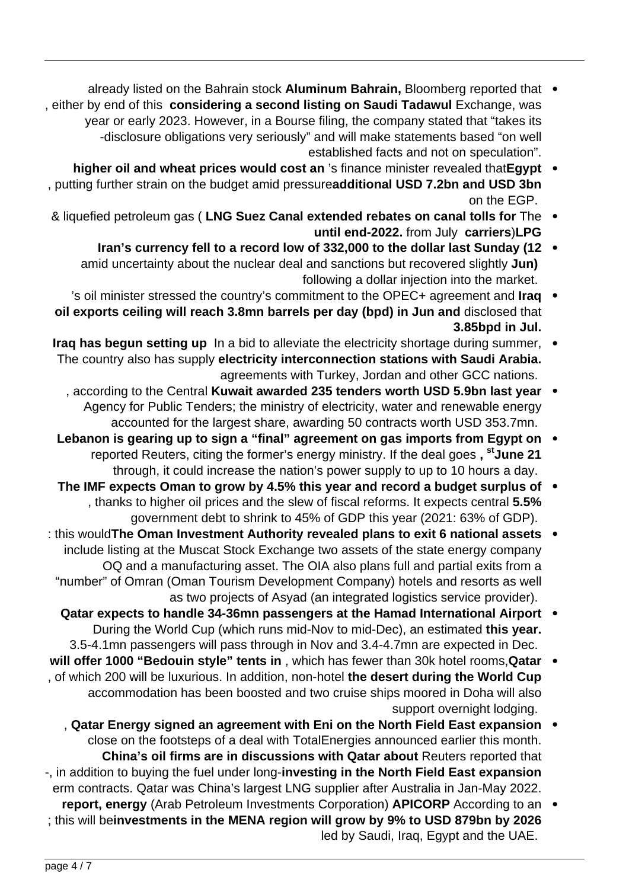- Bloomberg reported that **Aluminum Bahrain,** already listed on the Bahrain stock Exchange, was **considering a second listing on Saudi Tadawul**, either by end of this year or early 2023. However, in a Bourse filing, the company stated that "takes its disclosure obligations very seriously" and will make statements based "on well-established facts and not on speculation".
- **Egypt**'s finance minister revealed that **higher oil and wheat prices would cost an additional USD 7.2bn and USD 3bn**, putting further strain on the budget amid pressure on the EGP.
- The **Suez Canal extended rebates on canal tolls for LNG** & liquefied petroleum gas (**LPG**) **carriers** from July **until end-2022.**
- **Iran's currency fell to a record low of 332,000 to the dollar last Sunday (12 Jun)** amid uncertainty about the nuclear deal and sanctions but recovered slightly following a dollar injection into the market.
- **Iraq**'s oil minister stressed the country's commitment to the OPEC+ agreement and disclosed that **oil exports ceiling will reach 3.8mn barrels per day (bpd) in Jun and 3.85bpd in Jul.**
- In a bid to alleviate the electricity shortage during summer, **Iraq has begun setting up electricity interconnection stations with Saudi Arabia.** The country also has supply agreements with Turkey, Jordan and other GCC nations.
- **Kuwait awarded 235 tenders worth USD 5.9bn last year**, according to the Central Agency for Public Tenders; the ministry of electricity, water and renewable energy accounted for the largest share, awarding 50 contracts worth USD 353.7mn.
- **Lebanon is gearing up to sign a "final" agreement on gas imports from Egypt on June 21st**, reported Reuters, citing the former's energy ministry. If the deal goes through, it could increase the nation's power supply to up to 10 hours a day.
- **The IMF expects Oman to grow by 4.5% this year and record a budget surplus of 5.5%**, thanks to higher oil prices and the slew of fiscal reforms. It expects central government debt to shrink to 45% of GDP this year (2021: 63% of GDP).
- **The Oman Investment Authority revealed plans to exit 6 national assets**: this would include listing at the Muscat Stock Exchange two assets of the state energy company OQ and a manufacturing asset. The OIA also plans full and partial exits from a "number" of Omran (Oman Tourism Development Company) hotels and resorts as well as two projects of Asyad (an integrated logistics service provider).
- **Qatar expects to handle 34-36mn passengers at the Hamad International Airport this year.** During the World Cup (which runs mid-Nov to mid-Dec), an estimated 3.5-4.1mn passengers will pass through in Nov and 3.4-4.7mn are expected in Dec.
- **Qatar**, which has fewer than 30k hotel rooms, **will offer 1000 "Bedouin style" tents in the desert during the World Cup**, of which 200 will be luxurious. In addition, non-hotel accommodation has been boosted and two cruise ships moored in Doha will also support overnight lodging.
- **Qatar Energy signed an agreement with Eni on the North Field East expansion**, close on the footsteps of a deal with TotalEnergies announced earlier this month. Reuters reported that **China's oil firms are in discussions with Qatar about investing in the North Field East expansion**, in addition to buying the fuel under long-term contracts. Qatar was China's largest LNG supplier after Australia in Jan-May 2022.
- According to an **APICORP** (Arab Petroleum Investments Corporation) **energy report, investments in the MENA region will grow by 9% to USD 879bn by 2026**; this will be led by Saudi, Iraq, Egypt and the UAE.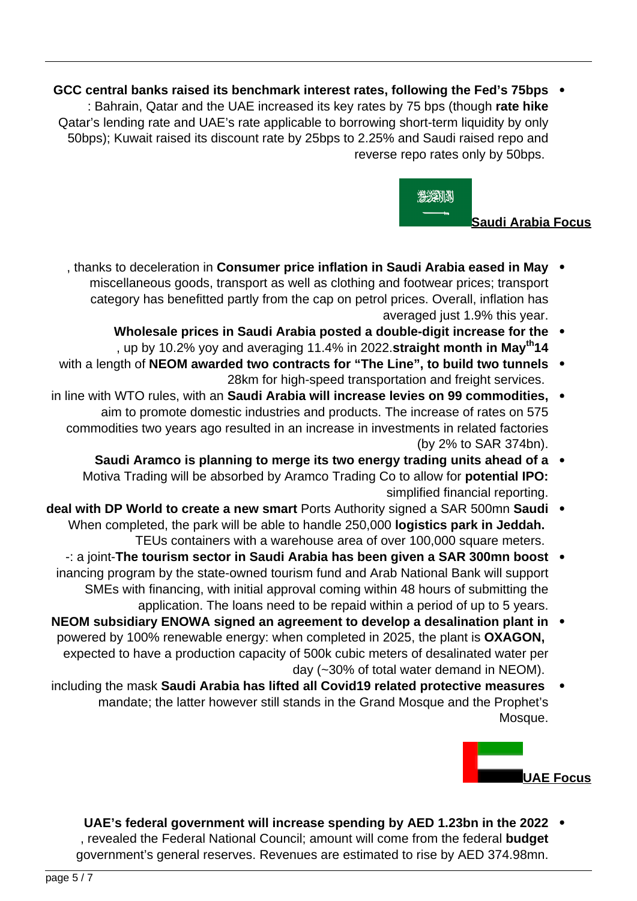- **GCC central banks raised its benchmark interest rates, following the Fed's 75bps rate hike**: Bahrain, Qatar and the UAE increased its key rates by 75 bps (though Qatar's lending rate and UAE's rate applicable to borrowing short-term liquidity by only 50bps); Kuwait raised its discount rate by 25bps to 2.25% and Saudi raised repo and reverse repo rates only by 50bps.

## Saudi Arabia Focus

- **Consumer price inflation in Saudi Arabia eased in May**, thanks to deceleration in miscellaneous goods, transport as well as clothing and footwear prices; transport category has benefitted partly from the cap on petrol prices. Overall, inflation has averaged just 1.9% this year.
- **Wholesale prices in Saudi Arabia posted a double-digit increase for the 14th straight month in May**, up by 10.2% yoy and averaging 11.4% in 2022.
- **NEOM awarded two contracts for "The Line", to build two tunnels** with a length of 28km for high-speed transportation and freight services.
- **Saudi Arabia will increase levies on 99 commodities,** in line with WTO rules, with an aim to promote domestic industries and products. The increase of rates on 575 commodities two years ago resulted in an increase in investments in related factories (by 2% to SAR 374bn).
- **Saudi Aramco is planning to merge its two energy trading units ahead of a potential IPO:** Motiva Trading will be absorbed by Aramco Trading Co to allow for simplified financial reporting.
- **Saudi** Ports Authority signed a SAR 500mn **deal with DP World to create a new smart logistics park in Jeddah.** When completed, the park will be able to handle 250,000 TEUs containers with a warehouse area of over 100,000 square meters.
- **The tourism sector in Saudi Arabia has been given a SAR 300mn boost**: a joint-financing program by the state-owned tourism fund and Arab National Bank will support SMEs with financing, with initial approval coming within 48 hours of submitting the application. The loans need to be repaid within a period of up to 5 years.
- **NEOM subsidiary ENOWA signed an agreement to develop a desalination plant in OXAGON,** powered by 100% renewable energy: when completed in 2025, the plant is expected to have a production capacity of 500k cubic meters of desalinated water per day (~30% of total water demand in NEOM).
- **Saudi Arabia has lifted all Covid19 related protective measures** including the mask mandate; the latter however still stands in the Grand Mosque and the Prophet's Mosque.

## UAE Focus

- **UAE's federal government will increase spending by AED 1.23bn in the 2022 budget**, revealed the Federal National Council; amount will come from the federal government's general reserves. Revenues are estimated to rise by AED 374.98mn.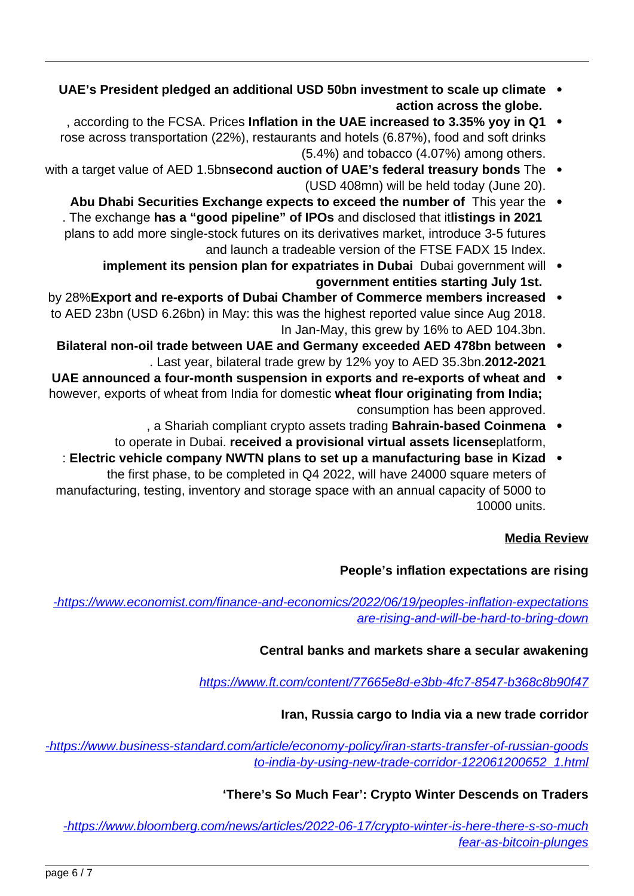- **UAE's President pledged an additional USD 50bn investment to scale up climate action across the globe.**
- **Inflation in the UAE increased to 3.35% yoy in Q1**, according to the FCSA. Prices rose across transportation (22%), restaurants and hotels (6.87%), food and soft drinks (5.4%) and tobacco (4.07%) among others.
- The **second auction of UAE's federal treasury bonds** with a target value of AED 1.5bn (USD 408mn) will be held today (June 20).
- This year the **Abu Dhabi Securities Exchange expects to exceed the number of listings in 2021**. The exchange **has a "good pipeline" of IPOs** and disclosed that it plans to add more single-stock futures on its derivatives market, introduce 3-5 futures and launch a tradeable version of the FTSE FADX 15 Index.
- Dubai government will **implement its pension plan for expatriates in Dubai government entities starting July 1st.**
- **Export and re-exports of Dubai Chamber of Commerce members increased** by 28% to AED 23bn (USD 6.26bn) in May: this was the highest reported value since Aug 2018. In Jan-May, this grew by 16% to AED 104.3bn.
- **Bilateral non-oil trade between UAE and Germany exceeded AED 478bn between 2012-2021**. Last year, bilateral trade grew by 12% yoy to AED 35.3bn.
- **UAE announced a four-month suspension in exports and re-exports of wheat and wheat flour originating from India;** however, exports of wheat from India for domestic consumption has been approved.
- **Bahrain-based Coinmena**, a Shariah compliant crypto assets trading platform, **received a provisional virtual assets license** to operate in Dubai.
- **Electric vehicle company NWTN plans to set up a manufacturing base in Kizad**: the first phase, to be completed in Q4 2022, will have 24000 square meters of manufacturing, testing, inventory and storage space with an annual capacity of 5000 to 10000 units.

## Media Review

**People's inflation expectations are rising**

https://www.economist.com/finance-and-economics/2022/06/19/peoples-inflation-expectations-are-rising-and-will-be-hard-to-bring-down

**Central banks and markets share a secular awakening**

https://www.ft.com/content/77665e8d-e3bb-4fc7-8547-b368c8b90f47

**Iran, Russia cargo to India via a new trade corridor**

https://www.business-standard.com/article/economy-policy/iran-starts-transfer-of-russian-goods-to-india-by-using-new-trade-corridor-122061200652_1.html

**'There's So Much Fear': Crypto Winter Descends on Traders**

https://www.bloomberg.com/news/articles/2022-06-17/crypto-winter-is-here-there-s-so-much-fear-as-bitcoin-plunges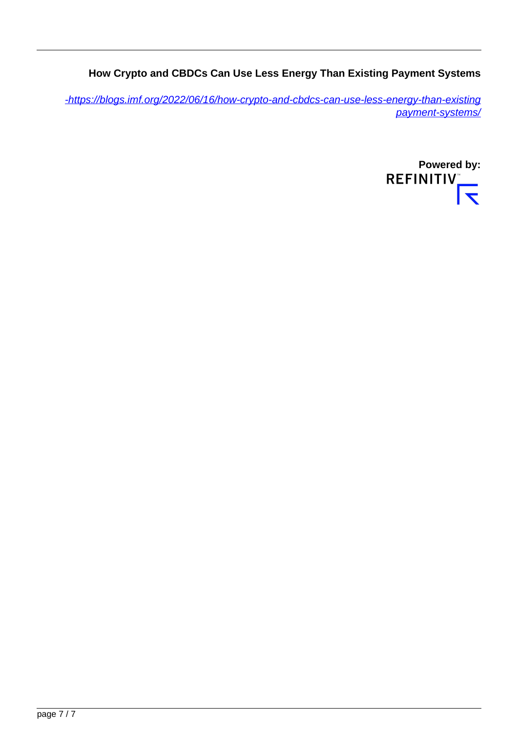**How Crypto and CBDCs Can Use Less Energy Than Existing Payment Systems**

*https://blogs.imf.org/2022/06/16/how-crypto-and-cbdcs-can-use-less-energy-than-existing-payment-systems/*

**Powered by:**
REFINITIV